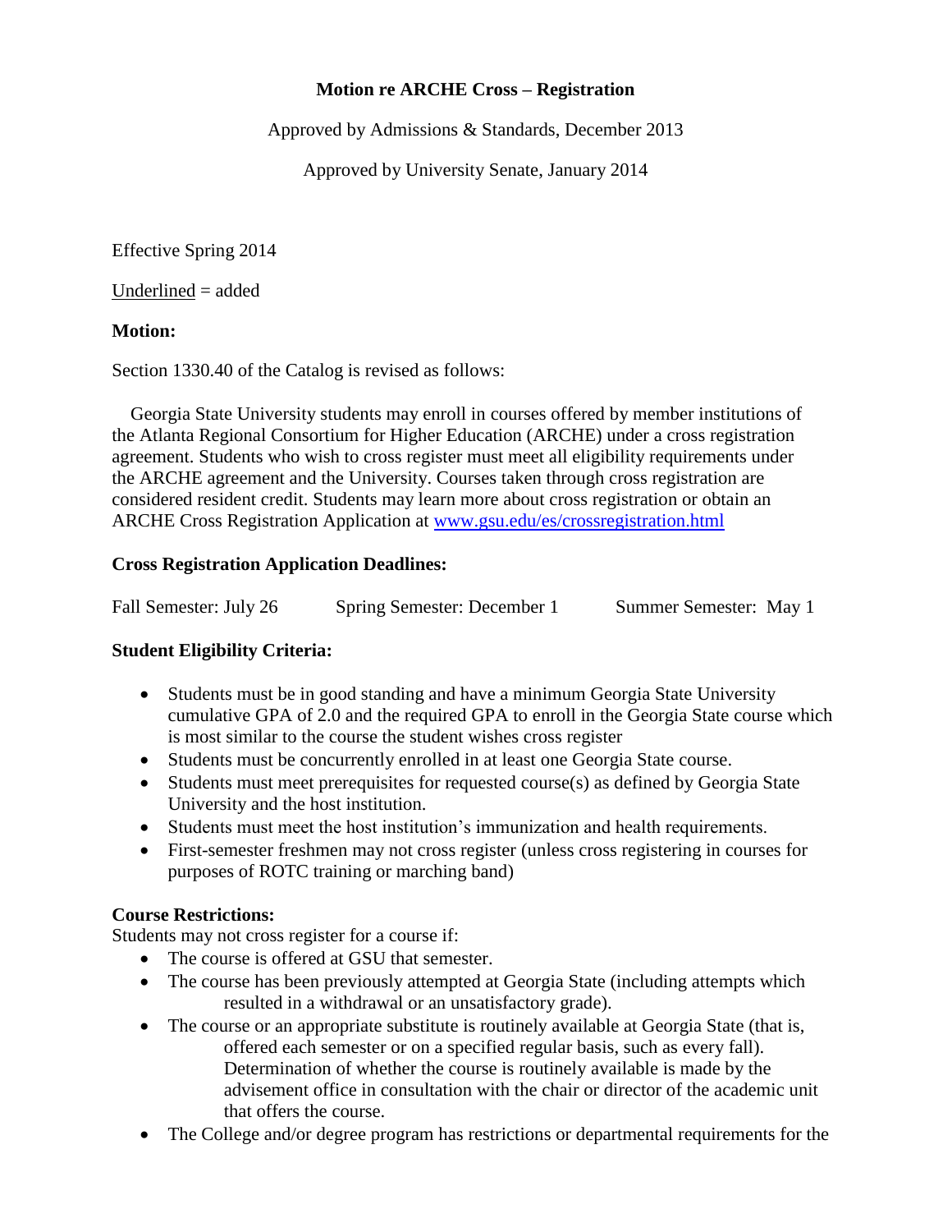**Motion re ARCHE Cross – Registration**

Approved by Admissions & Standards, December 2013

Approved by University Senate, January 2014

Effective Spring 2014

<u>Underlined</u> = added

**Motion:**

Section 1330.40 of the Catalog is revised as follows:

Georgia State University students may enroll in courses offered by member institutions of the Atlanta Regional Consortium for Higher Education (ARCHE) under a cross registration agreement. Students who wish to cross register must meet all eligibility requirements under the ARCHE agreement and the University. Courses taken through cross registration are considered resident credit. Students may learn more about cross registration or obtain an ARCHE Cross Registration Application at [www.gsu.edu/es/crossregistration.html](www.gsu.edu/es/crossregistration.html)

**Cross Registration Application Deadlines:**

Fall Semester: July 26    Spring Semester: December 1    Summer Semester: May 1

**Student Eligibility Criteria:**

- Students must be in good standing and have a minimum Georgia State University cumulative GPA of 2.0 and the required GPA to enroll in the Georgia State course which is most similar to the course the student wishes cross register
- Students must be concurrently enrolled in at least one Georgia State course.
- Students must meet prerequisites for requested course(s) as defined by Georgia State University and the host institution.
- Students must meet the host institution's immunization and health requirements.
- First-semester freshmen may not cross register (unless cross registering in courses for purposes of ROTC training or marching band)

**Course Restrictions:**

Students may not cross register for a course if:

- The course is offered at GSU that semester.
- The course has been previously attempted at Georgia State (including attempts which resulted in a withdrawal or an unsatisfactory grade).
- The course or an appropriate substitute is routinely available at Georgia State (that is, offered each semester or on a specified regular basis, such as every fall). Determination of whether the course is routinely available is made by the advisement office in consultation with the chair or director of the academic unit that offers the course.
- The College and/or degree program has restrictions or departmental requirements for the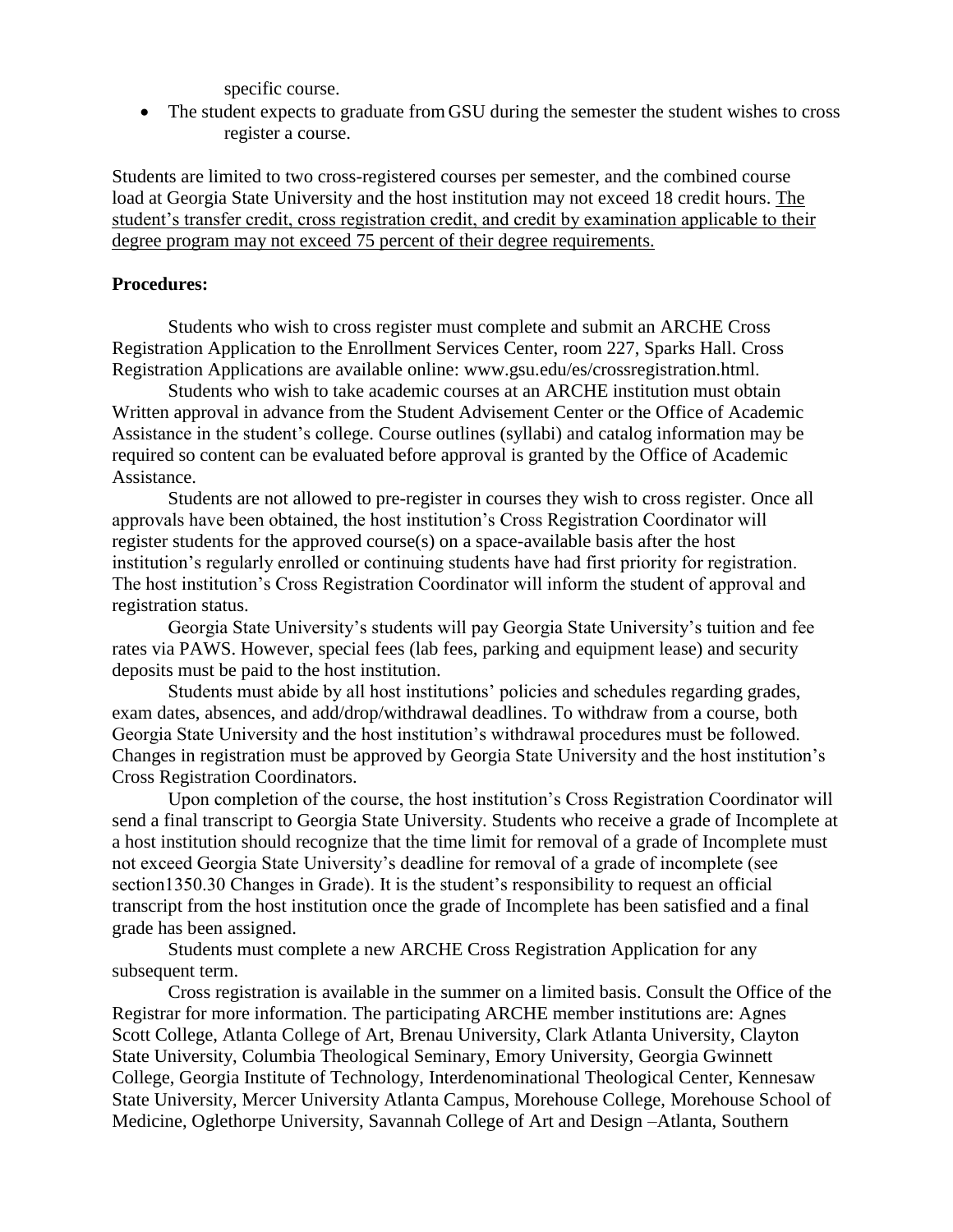specific course.

- The student expects to graduate from GSU during the semester the student wishes to cross register a course.

Students are limited to two cross-registered courses per semester, and the combined course load at Georgia State University and the host institution may not exceed 18 credit hours. <u>The student's transfer credit, cross registration credit, and credit by examination applicable to their degree program may not exceed 75 percent of their degree requirements.</u>

**Procedures:**

Students who wish to cross register must complete and submit an ARCHE Cross Registration Application to the Enrollment Services Center, room 227, Sparks Hall. Cross Registration Applications are available online: www.gsu.edu/es/crossregistration.html.

Students who wish to take academic courses at an ARCHE institution must obtain Written approval in advance from the Student Advisement Center or the Office of Academic Assistance in the student's college. Course outlines (syllabi) and catalog information may be required so content can be evaluated before approval is granted by the Office of Academic Assistance.

Students are not allowed to pre-register in courses they wish to cross register. Once all approvals have been obtained, the host institution's Cross Registration Coordinator will register students for the approved course(s) on a space-available basis after the host institution's regularly enrolled or continuing students have had first priority for registration. The host institution's Cross Registration Coordinator will inform the student of approval and registration status.

Georgia State University's students will pay Georgia State University's tuition and fee rates via PAWS. However, special fees (lab fees, parking and equipment lease) and security deposits must be paid to the host institution.

Students must abide by all host institutions' policies and schedules regarding grades, exam dates, absences, and add/drop/withdrawal deadlines. To withdraw from a course, both Georgia State University and the host institution's withdrawal procedures must be followed. Changes in registration must be approved by Georgia State University and the host institution's Cross Registration Coordinators.

Upon completion of the course, the host institution's Cross Registration Coordinator will send a final transcript to Georgia State University. Students who receive a grade of Incomplete at a host institution should recognize that the time limit for removal of a grade of Incomplete must not exceed Georgia State University's deadline for removal of a grade of incomplete (see section1350.30 Changes in Grade). It is the student's responsibility to request an official transcript from the host institution once the grade of Incomplete has been satisfied and a final grade has been assigned.

Students must complete a new ARCHE Cross Registration Application for any subsequent term.

Cross registration is available in the summer on a limited basis. Consult the Office of the Registrar for more information. The participating ARCHE member institutions are: Agnes Scott College, Atlanta College of Art, Brenau University, Clark Atlanta University, Clayton State University, Columbia Theological Seminary, Emory University, Georgia Gwinnett College, Georgia Institute of Technology, Interdenominational Theological Center, Kennesaw State University, Mercer University Atlanta Campus, Morehouse College, Morehouse School of Medicine, Oglethorpe University, Savannah College of Art and Design –Atlanta, Southern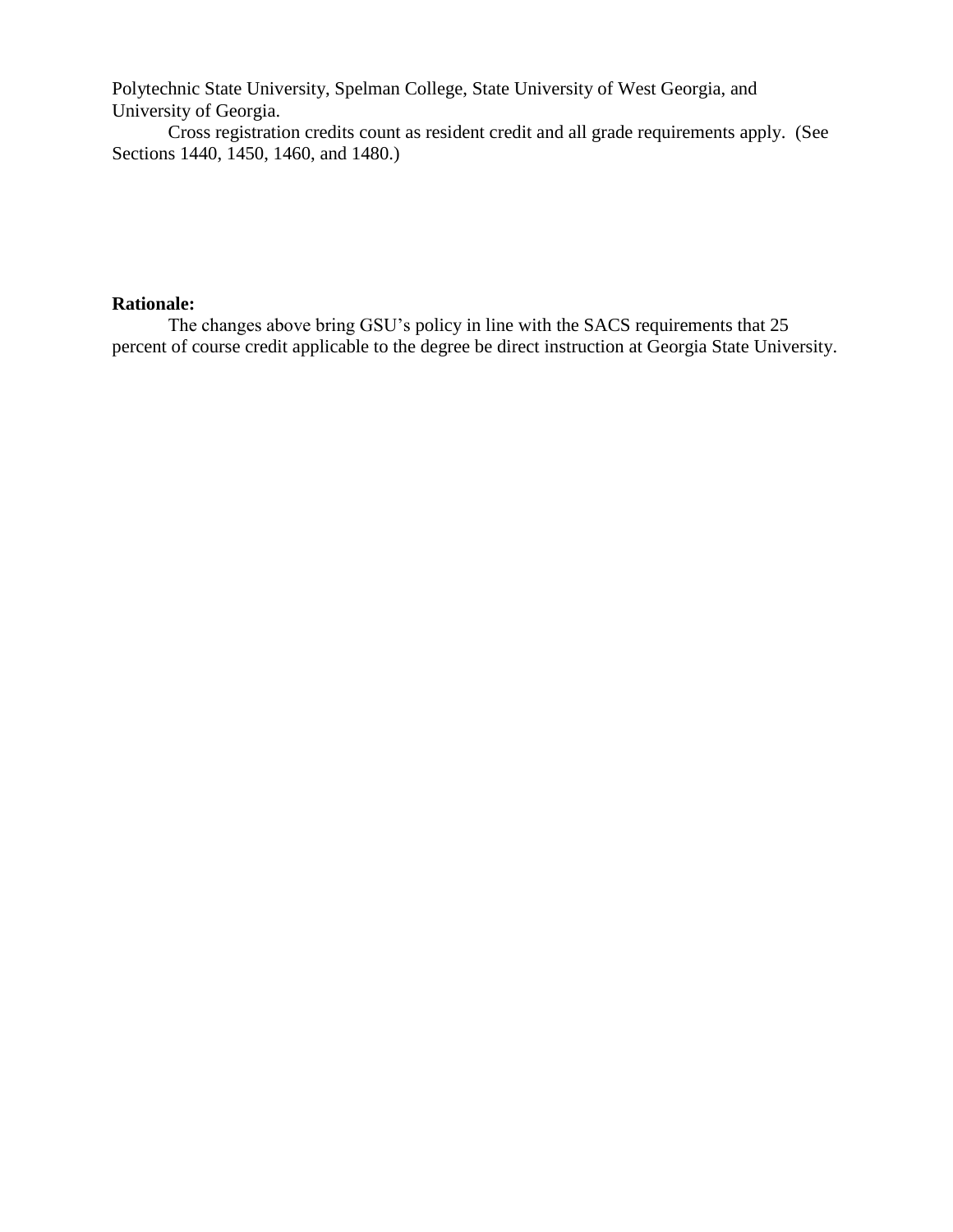Polytechnic State University, Spelman College, State University of West Georgia, and University of Georgia.

Cross registration credits count as resident credit and all grade requirements apply. (See Sections 1440, 1450, 1460, and 1480.)

**Rationale:**

The changes above bring GSU's policy in line with the SACS requirements that 25 percent of course credit applicable to the degree be direct instruction at Georgia State University.